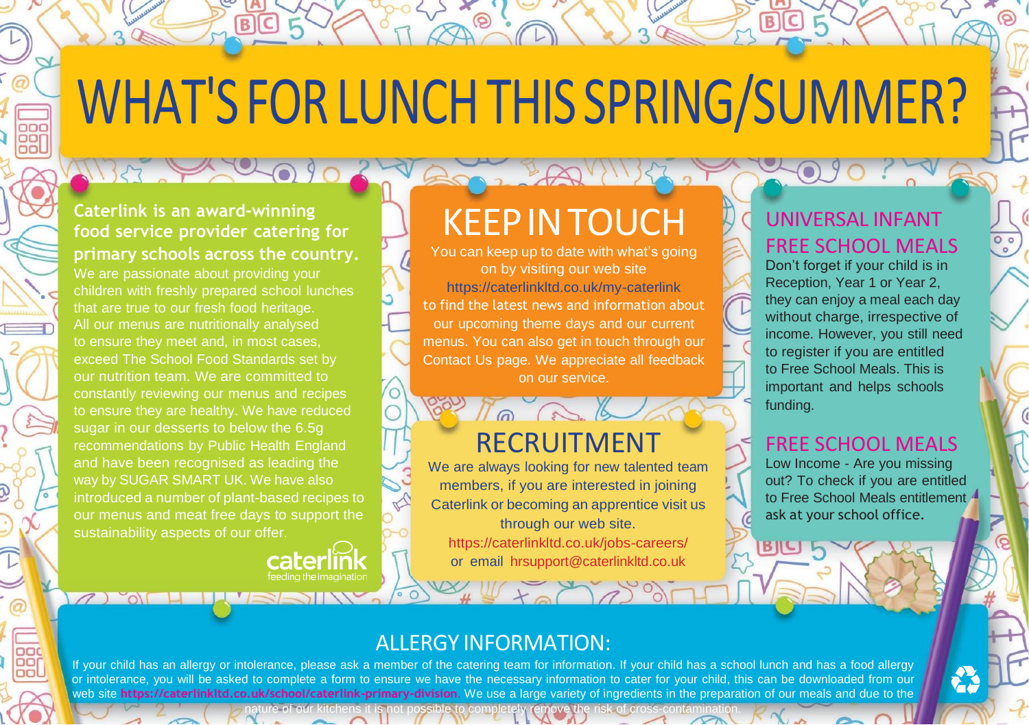# WHAT'S FOR LUNCH THIS SPRING/SUMMER?

**Caterlink is an award-winning food service provider catering for primary schools across the country.**

We are passionate about providing your children with freshly prepared school lunches that are true to our fresh food heritage. All our menus are nutritionally analysed to ensure they meet and, in most cases, exceed The School Food Standards set by our nutrition team. We are committed to constantly reviewing our menus and recipes to ensure they are healthy. We have reduced sugar in our desserts to below the 6.5g recommendations by Public Health England and have been recognised as leading the way by SUGAR SMART UK. We have also introduced a number of plant-based recipes to our menus and meat free days to support the sustainability aspects of our offer.

caterlink
feeding the imagination

## KEEP IN TOUCH

You can keep up to date with what's going on by visiting our web site https://caterlinkltd.co.uk/my-caterlink to find the latest news and information about our upcoming theme days and our current menus. You can also get in touch through our Contact Us page. We appreciate all feedback on our service.

## RECRUITMENT

We are always looking for new talented team members, if you are interested in joining Caterlink or becoming an apprentice visit us through our web site.
https://caterlinkltd.co.uk/jobs-careers/
or email hrsupport@caterlinkltd.co.uk

## UNIVERSAL INFANT FREE SCHOOL MEALS

Don't forget if your child is in Reception, Year 1 or Year 2, they can enjoy a meal each day without charge, irrespective of income. However, you still need to register if you are entitled to Free School Meals. This is important and helps schools funding.

## FREE SCHOOL MEALS

Low Income - Are you missing out? To check if you are entitled to Free School Meals entitlement ask at your school office.

## ALLERGY INFORMATION:

If your child has an allergy or intolerance, please ask a member of the catering team for information. If your child has a school lunch and has a food allergy or intolerance, you will be asked to complete a form to ensure we have the necessary information to cater for your child, this can be downloaded from our web site https://caterlinkltd.co.uk/school/caterlink-primary-division. We use a large variety of ingredients in the preparation of our meals and due to the nature of our kitchens it is not possible to completely remove the risk of cross-contamination.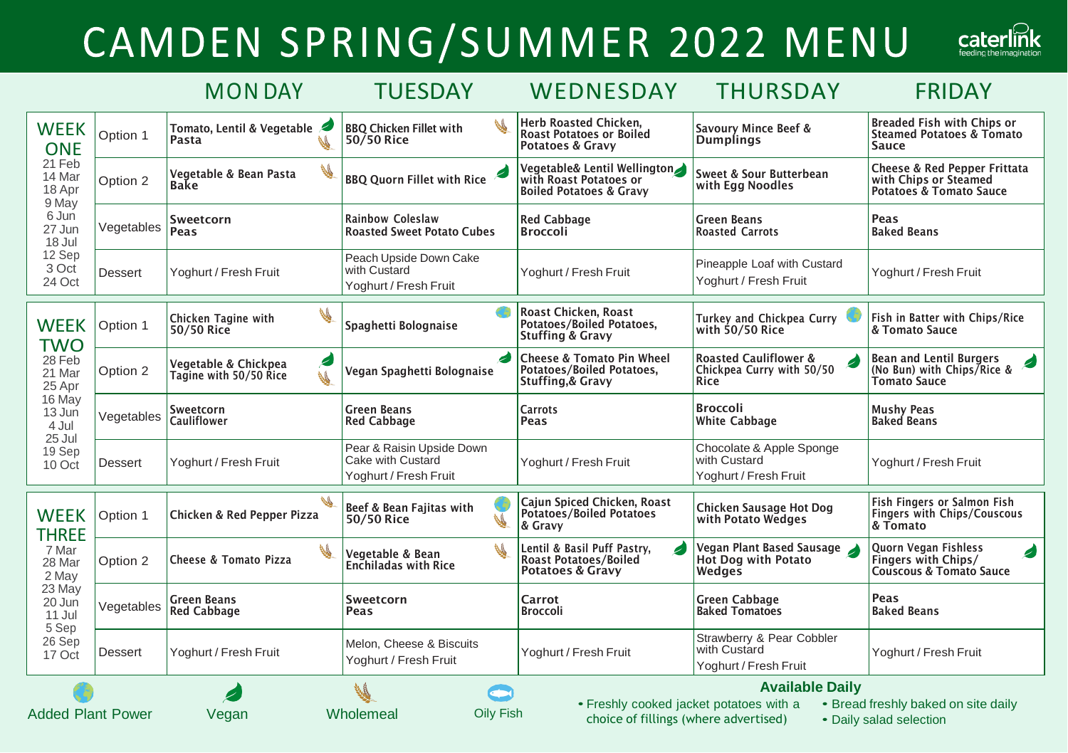# CAMDEN SPRING/SUMMER 2022 MENU

caterlink
feeding the imagination

| | | MONDAY | TUESDAY | WEDNESDAY | THURSDAY | FRIDAY |
|---|---|---|---|---|---|---|
| **WEEK ONE** 21 Feb 14 Mar 18 Apr 9 May 6 Jun 27 Jun 18 Jul 12 Sep 3 Oct 24 Oct | Option 1 | **Tomato, Lentil & Vegetable Pasta** (Vegan) (Wholemeal) | **BBQ Chicken Fillet with 50/50 Rice** (Wholemeal) | **Herb Roasted Chicken, Roast Potatoes or Boiled Potatoes & Gravy** | **Savoury Mince Beef & Dumplings** | **Breaded Fish with Chips or Steamed Potatoes & Tomato Sauce** |
| | Option 2 | **Vegetable & Bean Pasta Bake** (Wholemeal) | **BBQ Quorn Fillet with Rice** (Vegan) | **Vegetable& Lentil Wellington with Roast Potatoes or Boiled Potatoes & Gravy** (Vegan) | **Sweet & Sour Butterbean with Egg Noodles** | **Cheese & Red Pepper Frittata with Chips or Steamed Potatoes & Tomato Sauce** |
| | Vegetables | **Sweetcorn Peas** | **Rainbow Coleslaw Roasted Sweet Potato Cubes** | **Red Cabbage Broccoli** | **Green Beans Roasted Carrots** | **Peas Baked Beans** |
| | Dessert | Yoghurt / Fresh Fruit | Peach Upside Down Cake with Custard Yoghurt / Fresh Fruit | Yoghurt / Fresh Fruit | Pineapple Loaf with Custard Yoghurt / Fresh Fruit | Yoghurt / Fresh Fruit |
| **WEEK TWO** 28 Feb 21 Mar 25 Apr 16 May 13 Jun 4 Jul 25 Jul 19 Sep 10 Oct | Option 1 | **Chicken Tagine with 50/50 Rice** (Wholemeal) | **Spaghetti Bolognaise** (Added Plant Power) | **Roast Chicken, Roast Potatoes/Boiled Potatoes, Stuffing & Gravy** | **Turkey and Chickpea Curry with 50/50 Rice** (Added Plant Power) | **Fish in Batter with Chips/Rice & Tomato Sauce** |
| | Option 2 | **Vegetable & Chickpea Tagine with 50/50 Rice** (Vegan) (Wholemeal) | **Vegan Spaghetti Bolognaise** (Vegan) | **Cheese & Tomato Pin Wheel Potatoes/Boiled Potatoes, Stuffing,& Gravy** | **Roasted Cauliflower & Chickpea Curry with 50/50 Rice** (Vegan) | **Bean and Lentil Burgers (No Bun) with Chips/Rice & Tomato Sauce** (Vegan) |
| | Vegetables | **Sweetcorn Cauliflower** | **Green Beans Red Cabbage** | **Carrots Peas** | **Broccoli White Cabbage** | **Mushy Peas Baked Beans** |
| | Dessert | Yoghurt / Fresh Fruit | Pear & Raisin Upside Down Cake with Custard Yoghurt / Fresh Fruit | Yoghurt / Fresh Fruit | Chocolate & Apple Sponge with Custard Yoghurt / Fresh Fruit | Yoghurt / Fresh Fruit |
| **WEEK THREE** 7 Mar 28 Mar 2 May 23 May 20 Jun 11 Jul 5 Sep 26 Sep 17 Oct | Option 1 | **Chicken & Red Pepper Pizza** (Wholemeal) | **Beef & Bean Fajitas with 50/50 Rice** (Added Plant Power) (Wholemeal) | **Cajun Spiced Chicken, Roast Potatoes/Boiled Potatoes & Gravy** | **Chicken Sausage Hot Dog with Potato Wedges** | **Fish Fingers or Salmon Fish Fingers with Chips/Couscous & Tomato** |
| | Option 2 | **Cheese & Tomato Pizza** (Wholemeal) | **Vegetable & Bean Enchiladas with Rice** (Wholemeal) | **Lentil & Basil Puff Pastry, Roast Potatoes/Boiled Potatoes & Gravy** (Vegan) | **Vegan Plant Based Sausage Hot Dog with Potato Wedges** (Vegan) | **Quorn Vegan Fishless Fingers with Chips/ Couscous & Tomato Sauce** (Vegan) |
| | Vegetables | **Green Beans Red Cabbage** | **Sweetcorn Peas** | **Carrot Broccoli** | **Green Cabbage Baked Tomatoes** | **Peas Baked Beans** |
| | Dessert | Yoghurt / Fresh Fruit | Melon, Cheese & Biscuits Yoghurt / Fresh Fruit | Yoghurt / Fresh Fruit | Strawberry & Pear Cobbler with Custard Yoghurt / Fresh Fruit | Yoghurt / Fresh Fruit |

Added Plant Power | Vegan | Wholemeal | Oily Fish

**Available Daily**

- Freshly cooked jacket potatoes with a choice of fillings (where advertised)
- Bread freshly baked on site daily
- Daily salad selection